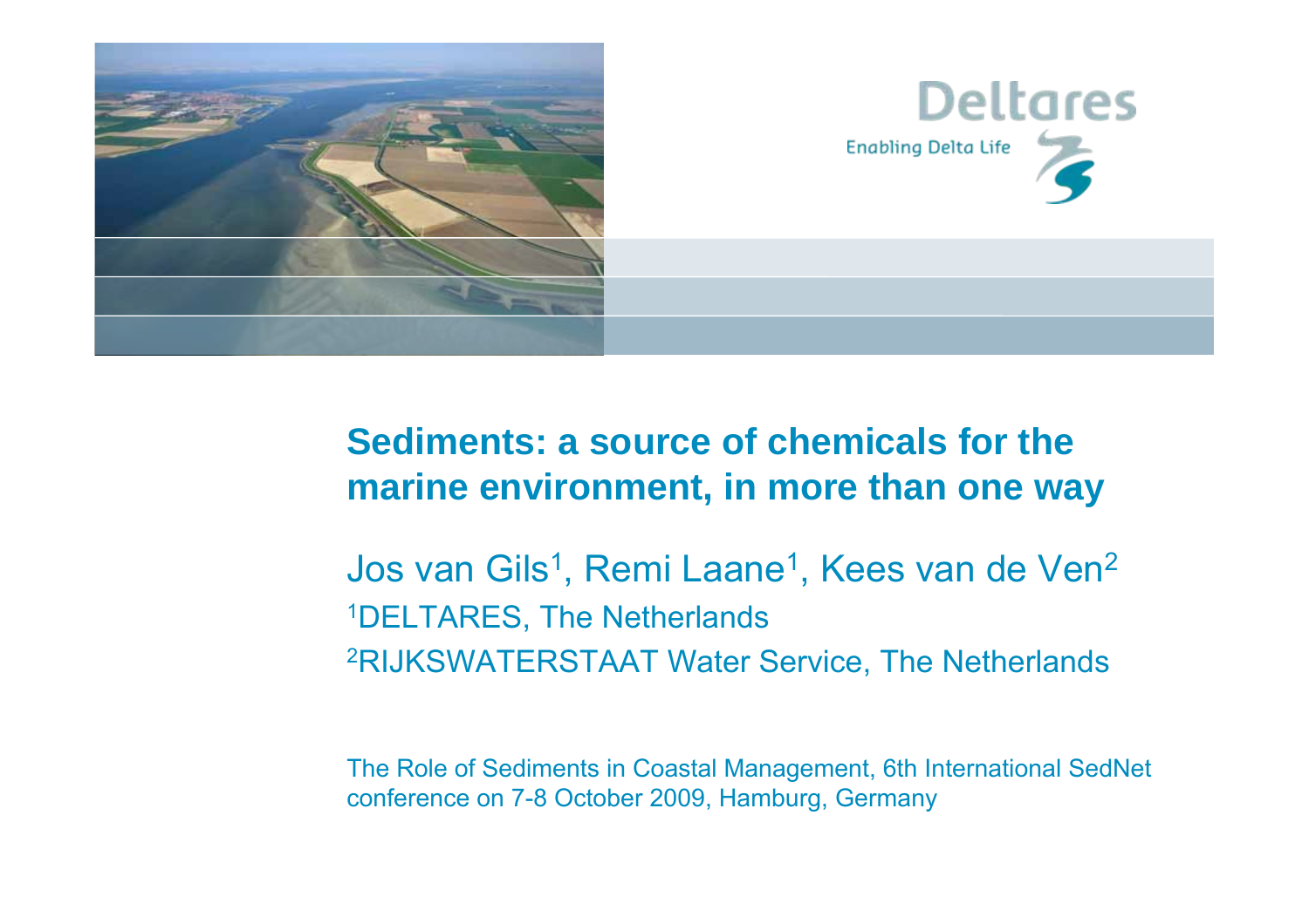Deltares

Enabling Delta Life

# Sediments: a source of chemicals for the marine environment, in more than one way

Jos van Gils[1], Remi Laane[1], Kees van de Ven[2]

[1]DELTARES, The Netherlands

[2]RIJKSWATERSTAAT Water Service, The Netherlands

The Role of Sediments in Coastal Management, 6th International SedNet conference on 7-8 October 2009, Hamburg, Germany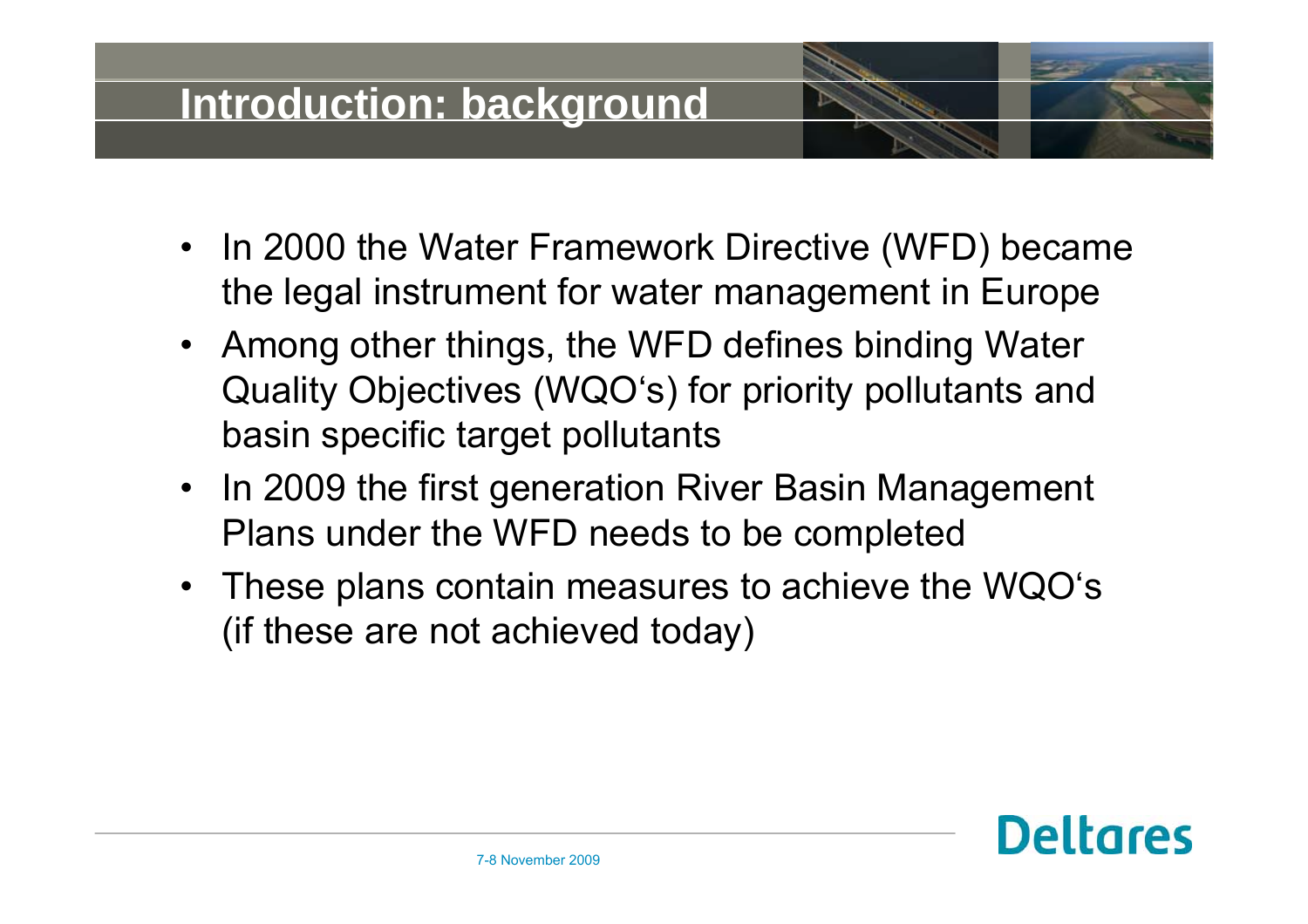# Introduction: background

- In 2000 the Water Framework Directive (WFD) became the legal instrument for water management in Europe
- Among other things, the WFD defines binding Water Quality Objectives (WQO's) for priority pollutants and basin specific target pollutants
- In 2009 the first generation River Basin Management Plans under the WFD needs to be completed
- These plans contain measures to achieve the WQO's (if these are not achieved today)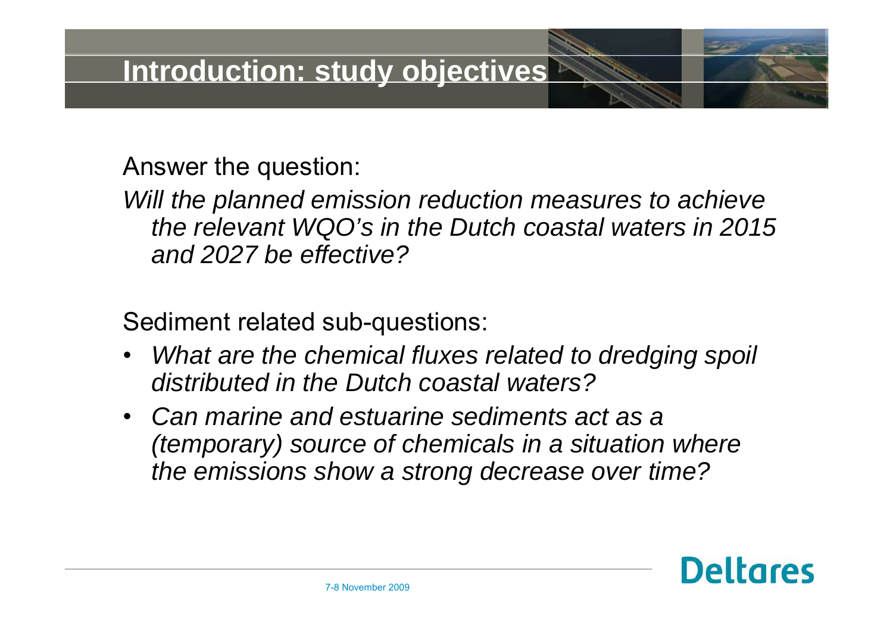# Introduction: study objectives

Answer the question:

*Will the planned emission reduction measures to achieve the relevant WQO's in the Dutch coastal waters in 2015 and 2027 be effective?*

Sediment related sub-questions:

- *What are the chemical fluxes related to dredging spoil distributed in the Dutch coastal waters?*
- *Can marine and estuarine sediments act as a (temporary) source of chemicals in a situation where the emissions show a strong decrease over time?*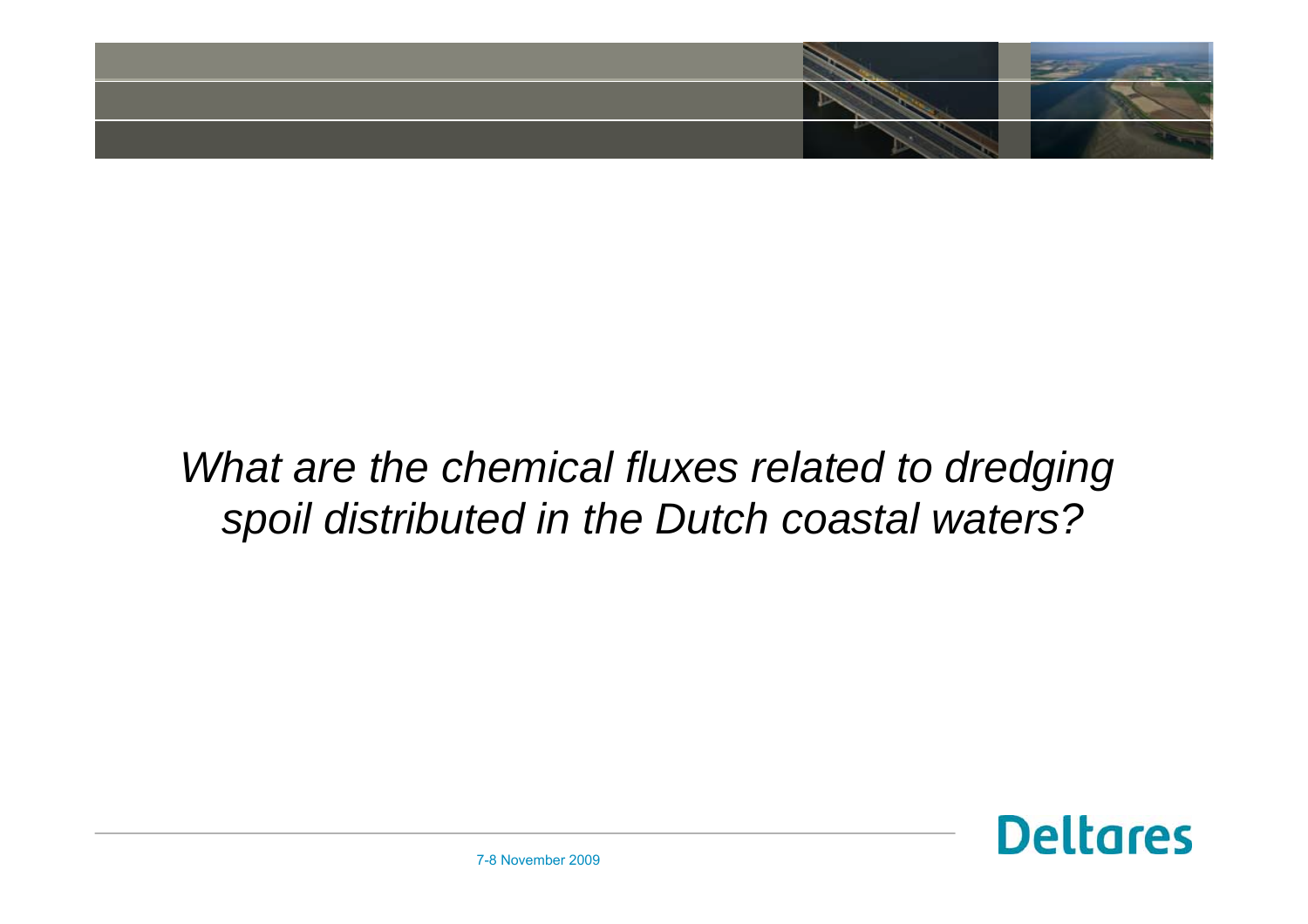*What are the chemical fluxes related to dredging spoil distributed in the Dutch coastal waters?*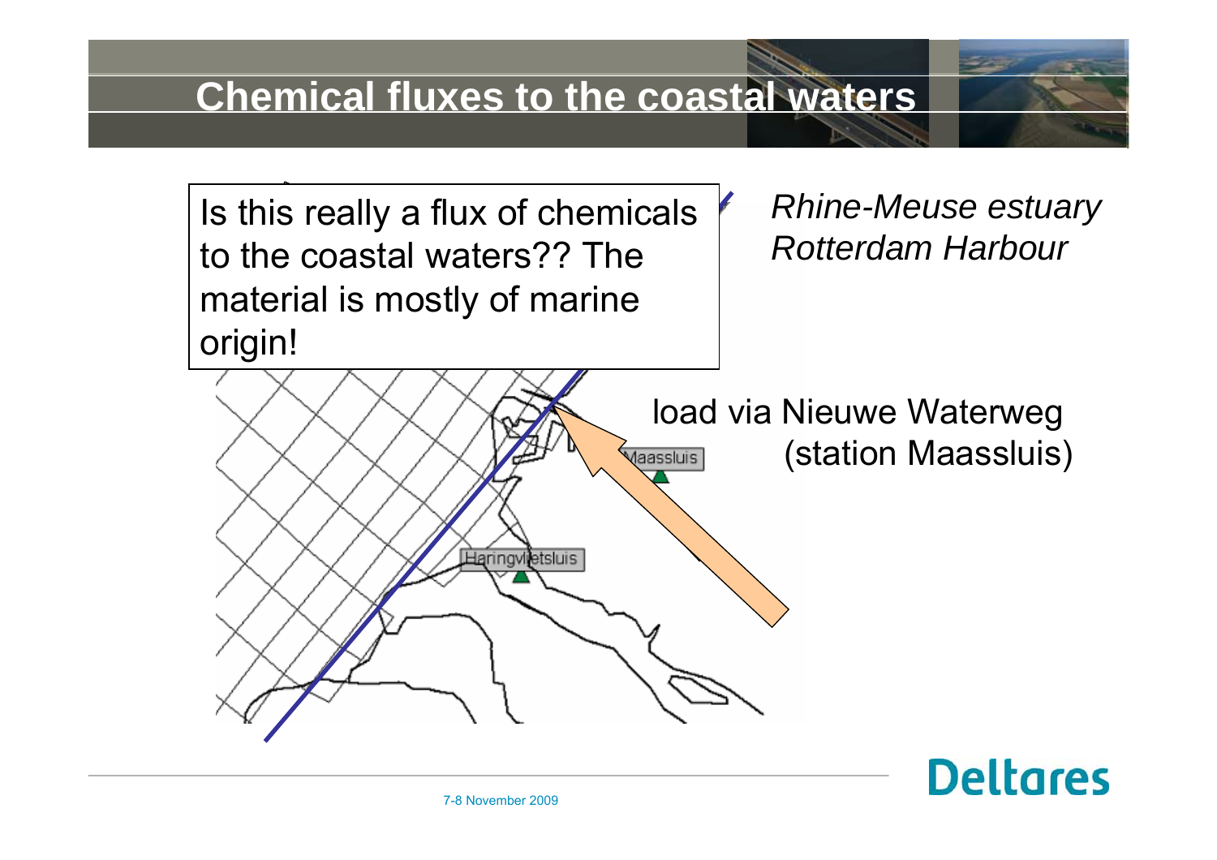# Chemical fluxes to the coastal waters

Is this really a flux of chemicals to the coastal waters?? The material is mostly of marine origin!

*Rhine-Meuse estuary*
*Rotterdam Harbour*

load via Nieuwe Waterweg (station Maassluis)

Maassluis

Haringvlietsluis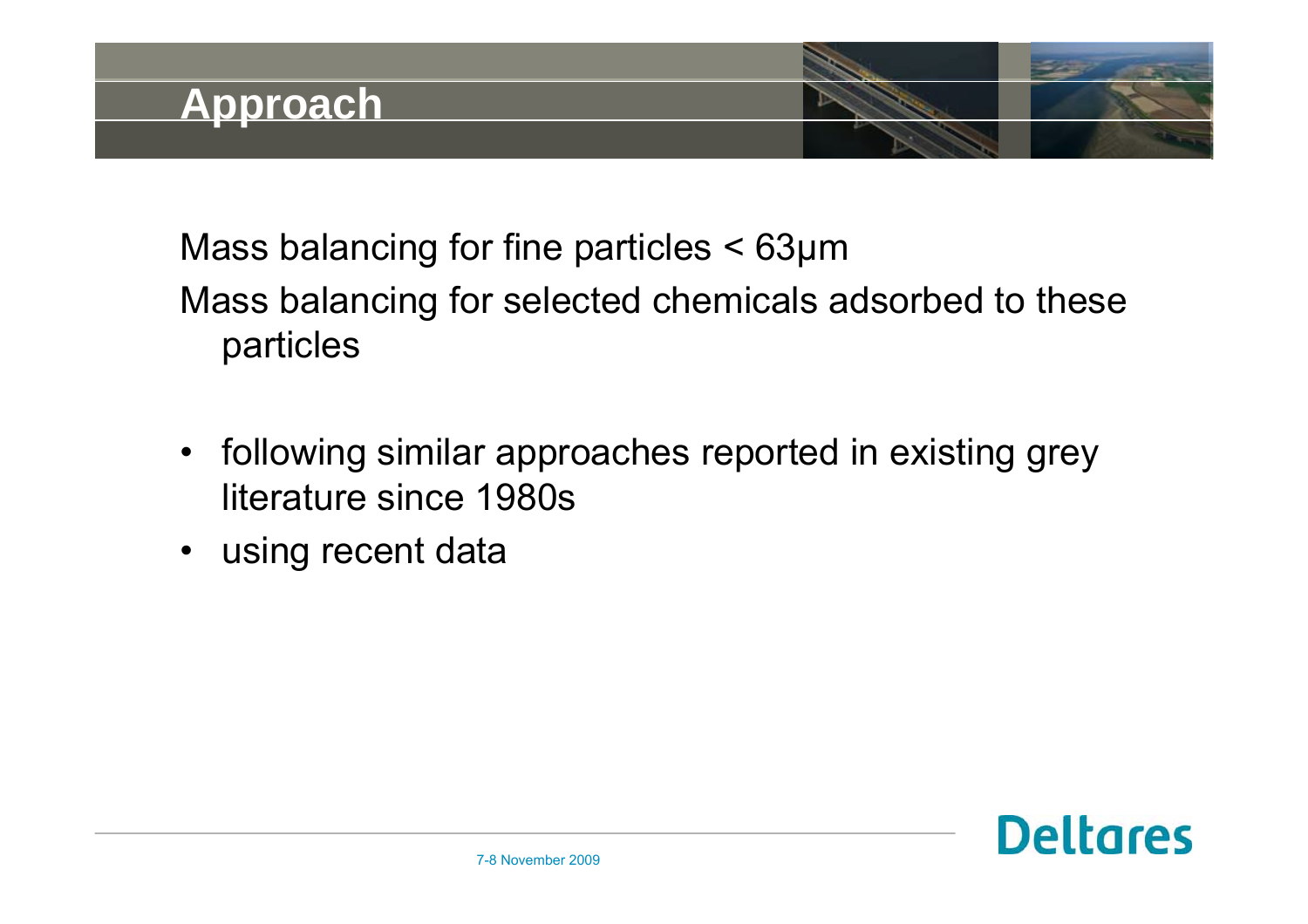# Approach

Mass balancing for fine particles < 63µm

Mass balancing for selected chemicals adsorbed to these particles

- following similar approaches reported in existing grey literature since 1980s
- using recent data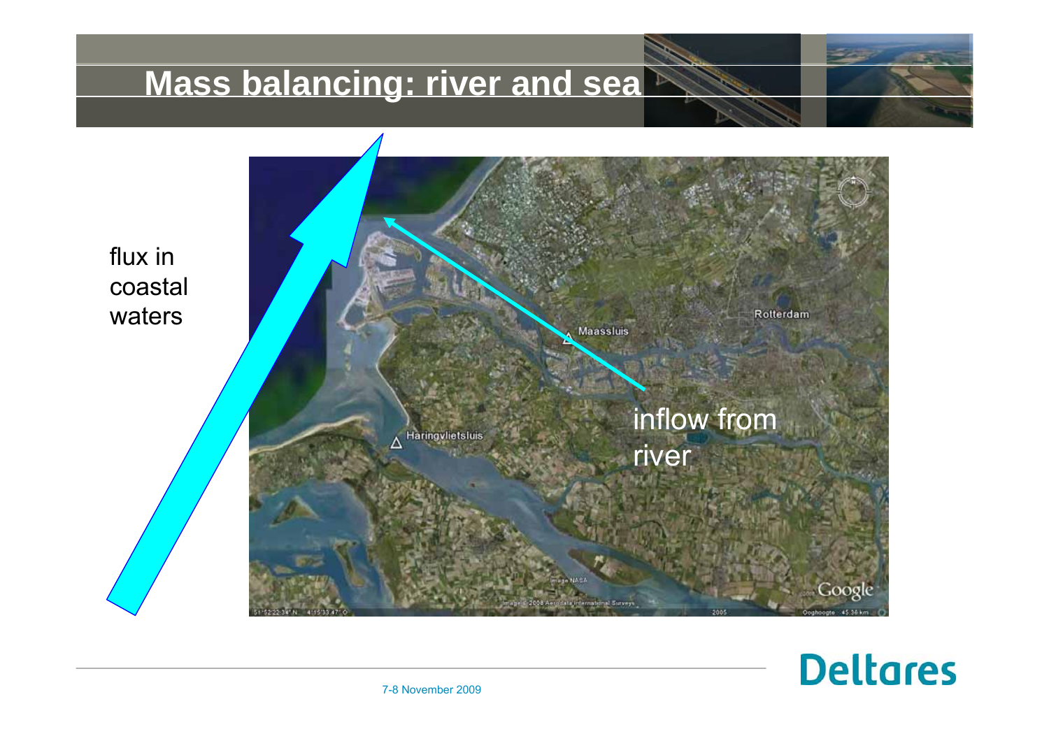# Mass balancing: river and sea

flux in coastal waters

inflow from river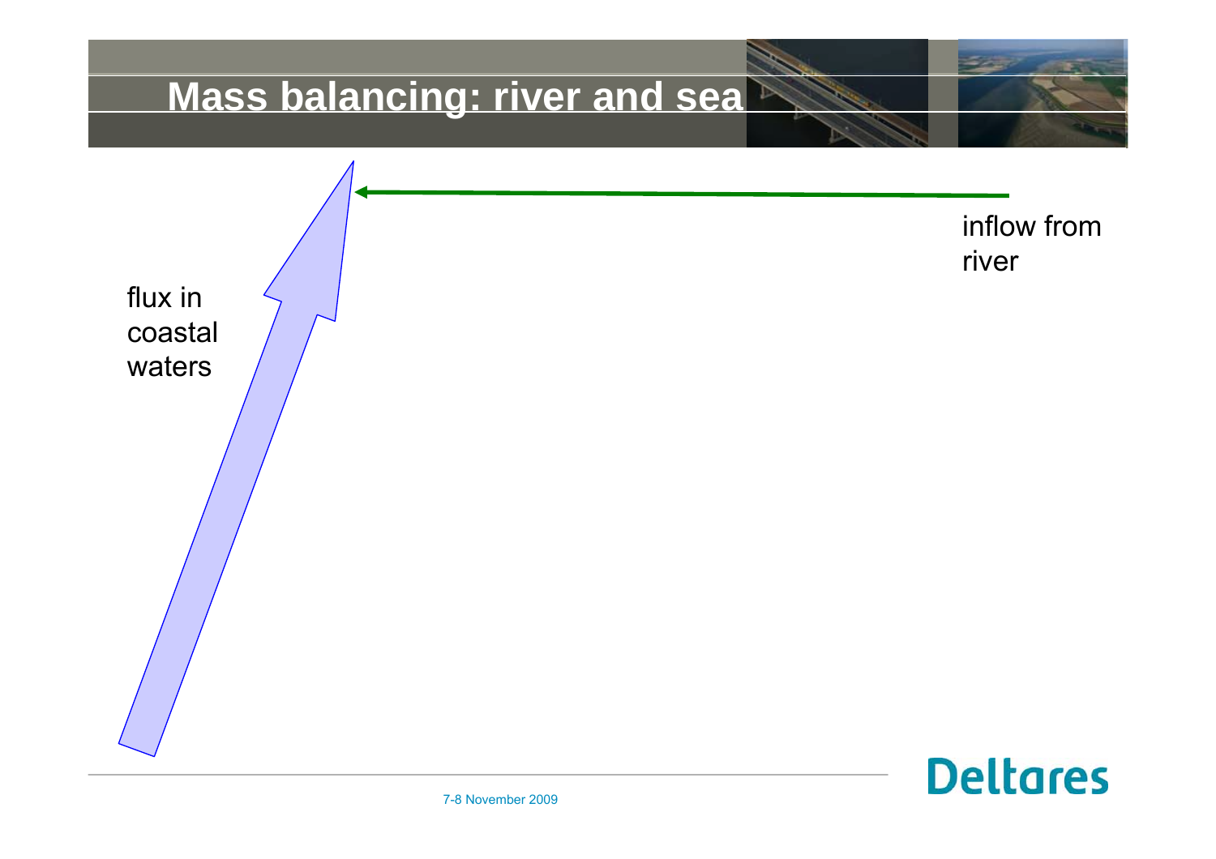# Mass balancing: river and sea

inflow from river

flux in coastal waters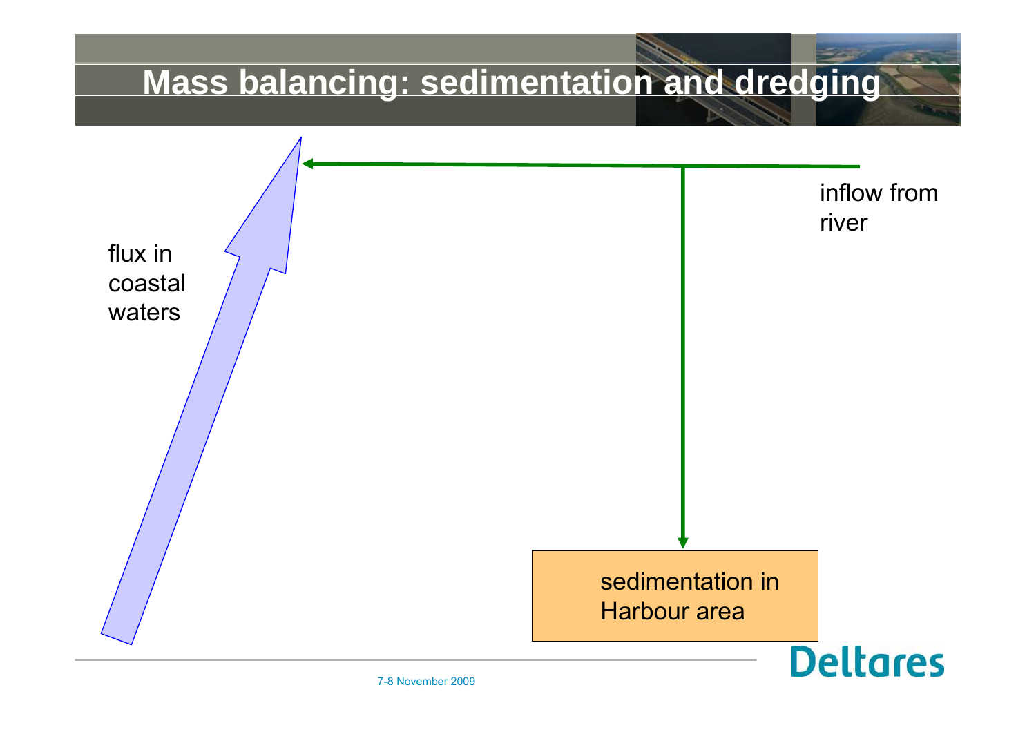# Mass balancing: sedimentation and dredging

flux in coastal waters

inflow from river

sedimentation in Harbour area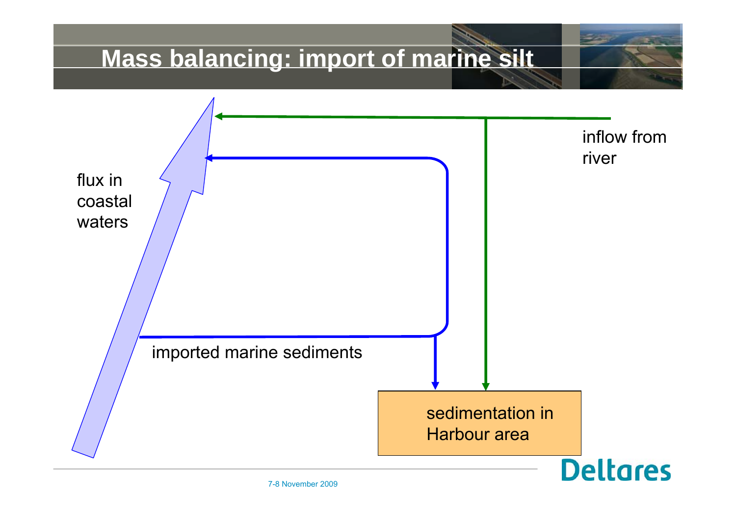# Mass balancing: import of marine silt

flux in coastal waters

inflow from river

imported marine sediments

sedimentation in Harbour area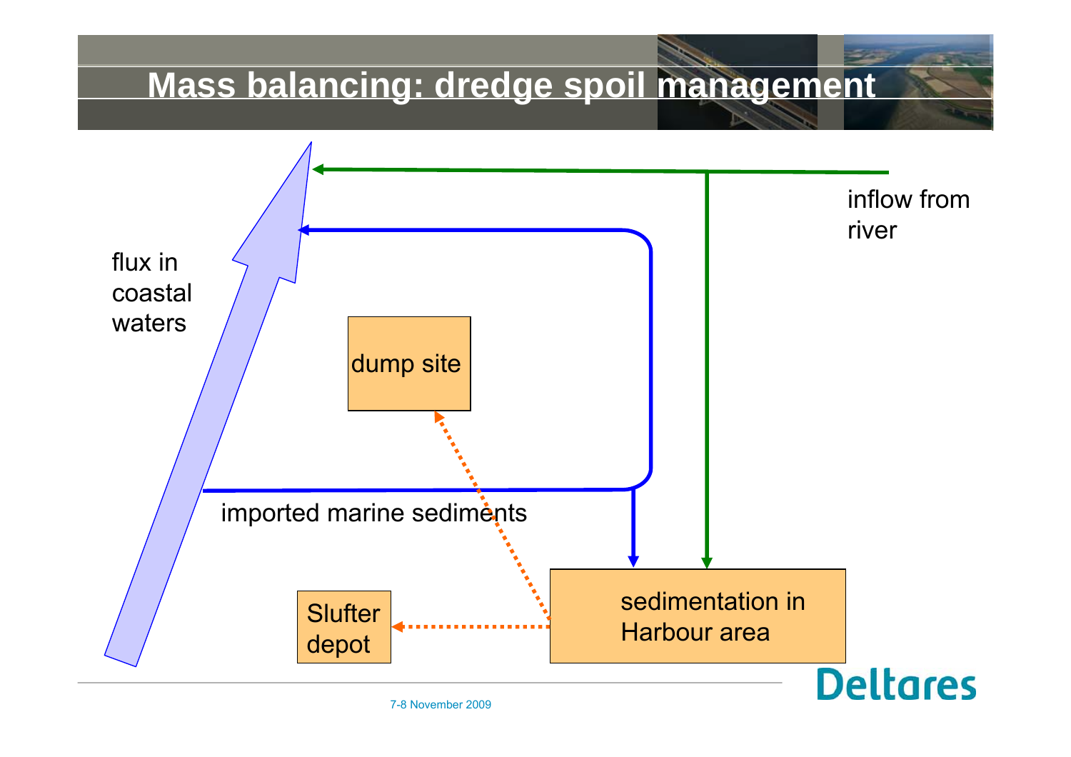# Mass balancing: dredge spoil management

inflow from river

flux in coastal waters

dump site

imported marine sediments

Slufter depot

sedimentation in Harbour area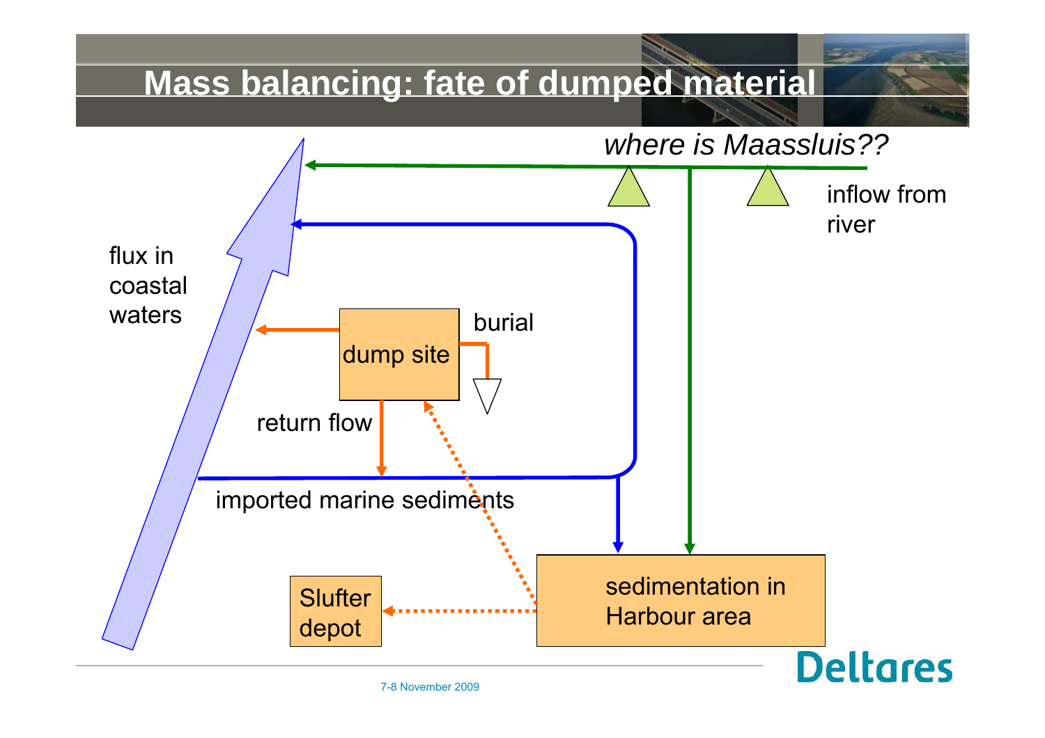# Mass balancing: fate of dumped material

*where is Maassluis??*

inflow from river

flux in coastal waters

dump site

burial

return flow

imported marine sediments

Slufter depot

sedimentation in Harbour area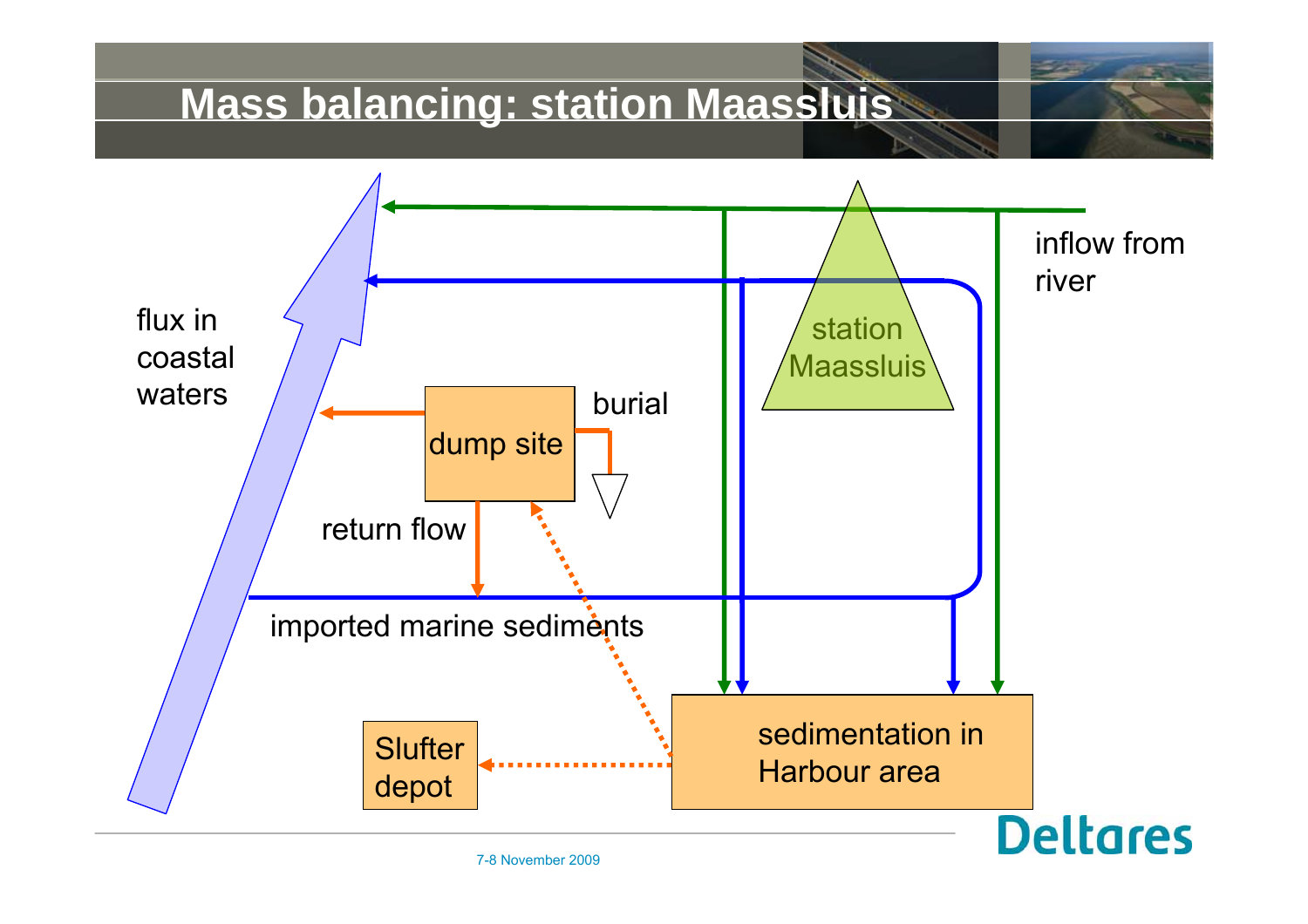# Mass balancing: station Maassluis

flux in coastal waters

station Maassluis

inflow from river

dump site

burial

return flow

imported marine sediments

Slufter depot

sedimentation in Harbour area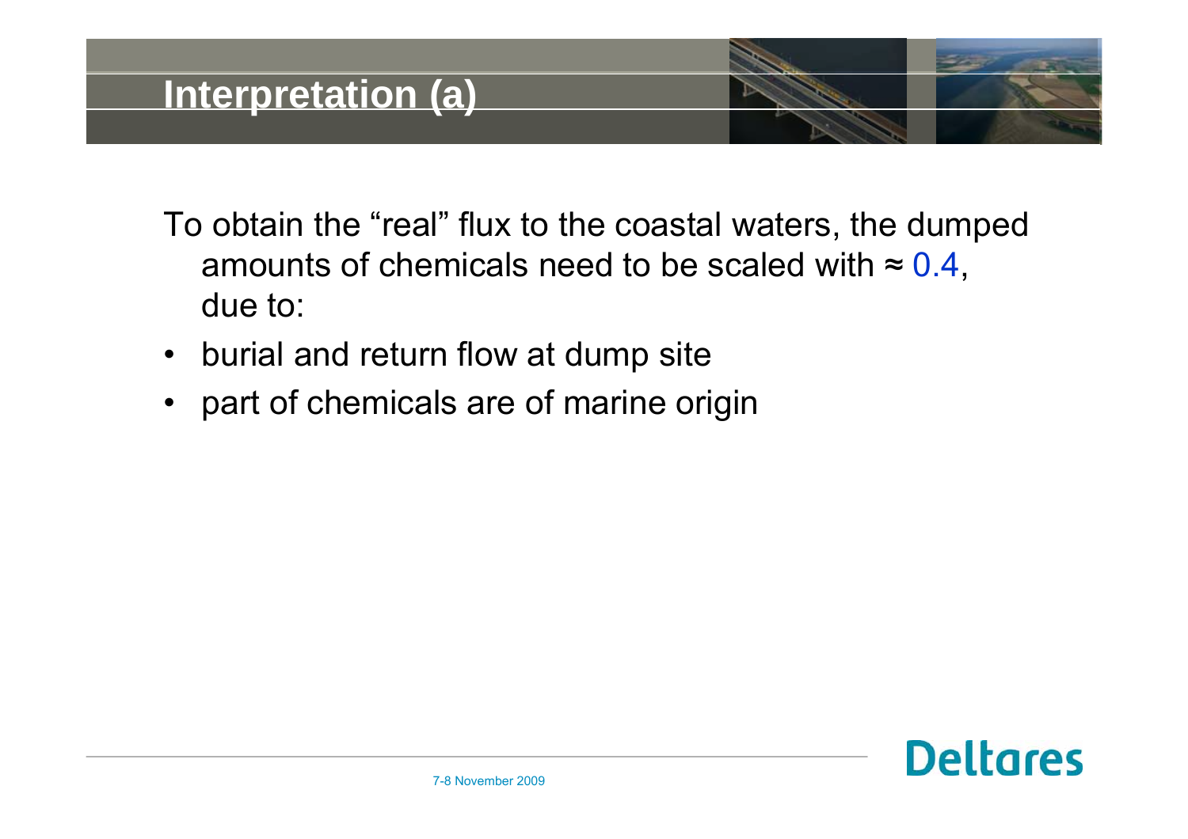# Interpretation (a)

To obtain the “real” flux to the coastal waters, the dumped amounts of chemicals need to be scaled with ≈ 0.4, due to:

- burial and return flow at dump site
- part of chemicals are of marine origin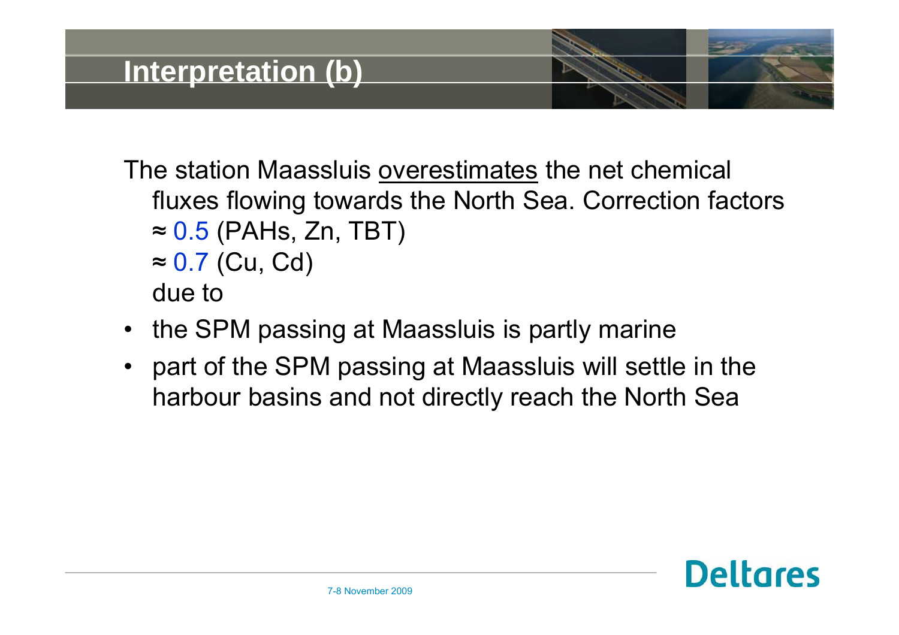# Interpretation (b)

The station Maassluis <u>overestimates</u> the net chemical fluxes flowing towards the North Sea. Correction factors
≈ 0.5 (PAHs, Zn, TBT)
≈ 0.7 (Cu, Cd)
due to

- the SPM passing at Maassluis is partly marine
- part of the SPM passing at Maassluis will settle in the harbour basins and not directly reach the North Sea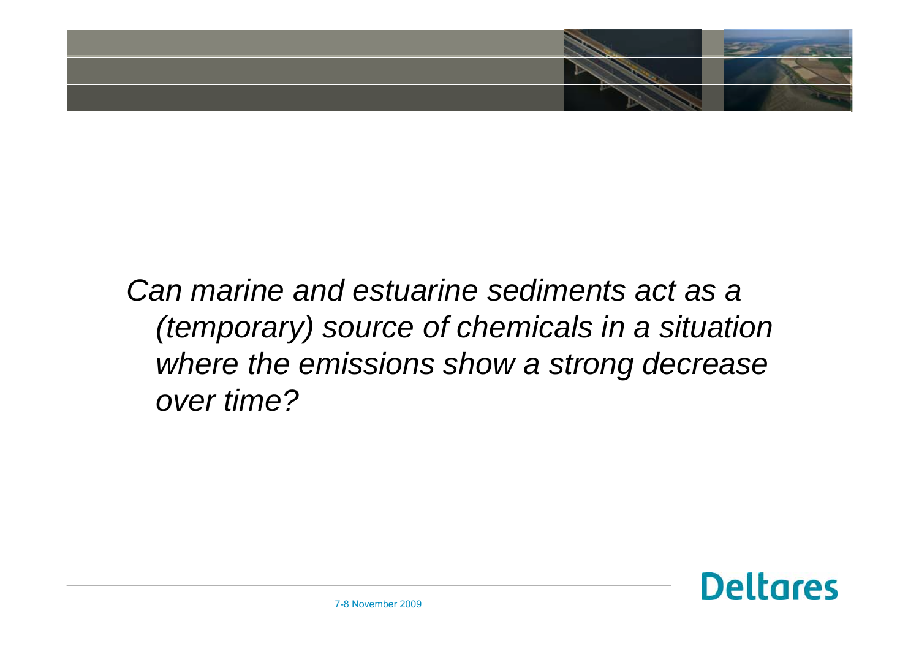*Can marine and estuarine sediments act as a (temporary) source of chemicals in a situation where the emissions show a strong decrease over time?*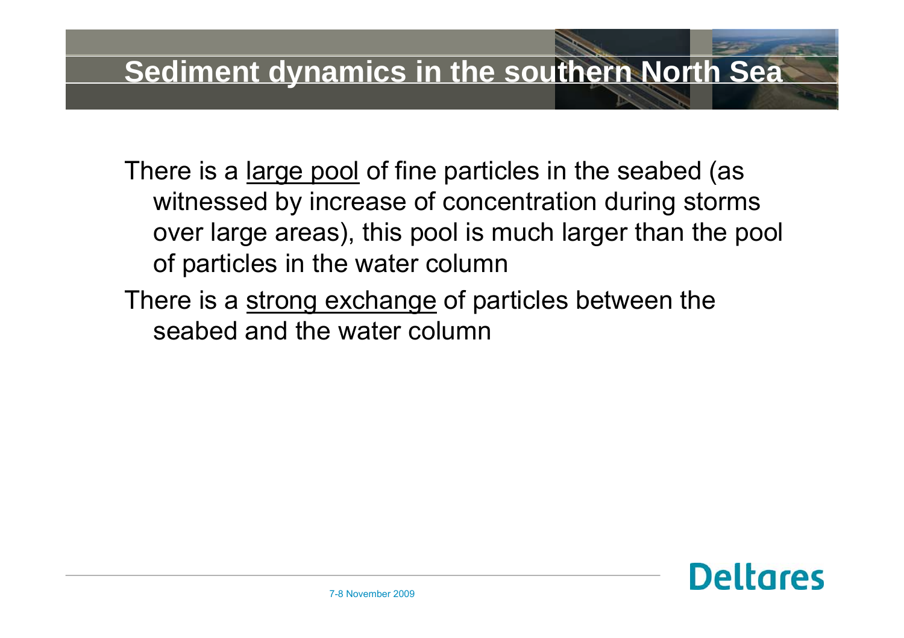# Sediment dynamics in the southern North Sea

There is a large pool of fine particles in the seabed (as witnessed by increase of concentration during storms over large areas), this pool is much larger than the pool of particles in the water column

There is a strong exchange of particles between the seabed and the water column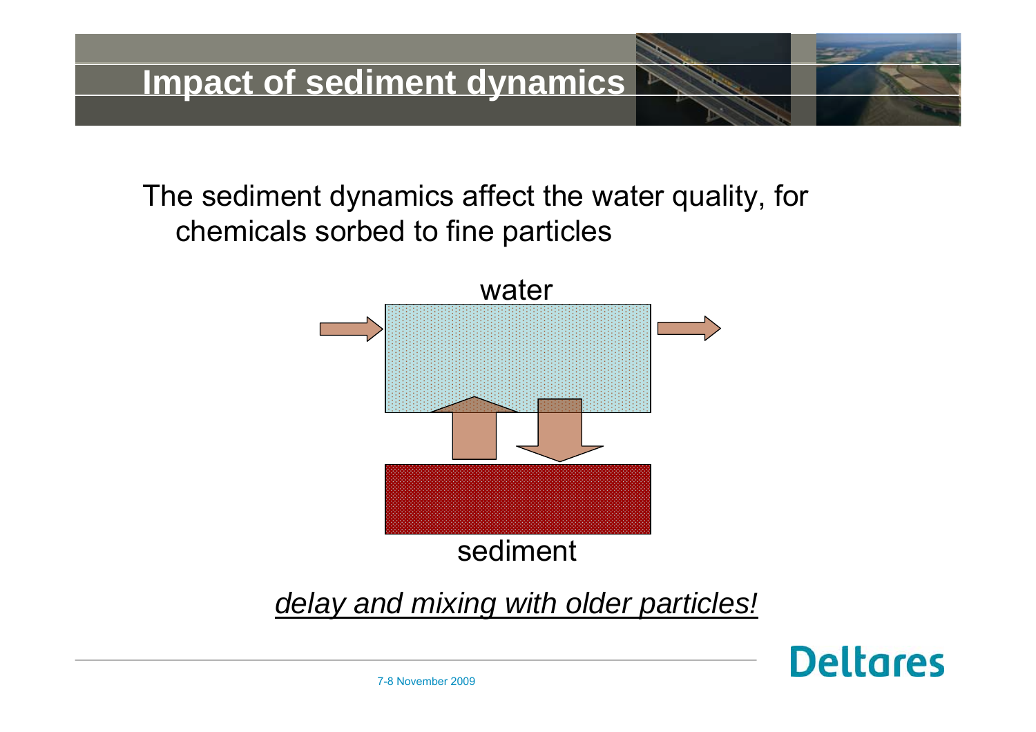# Impact of sediment dynamics

The sediment dynamics affect the water quality, for chemicals sorbed to fine particles

water

sediment

*delay and mixing with older particles!*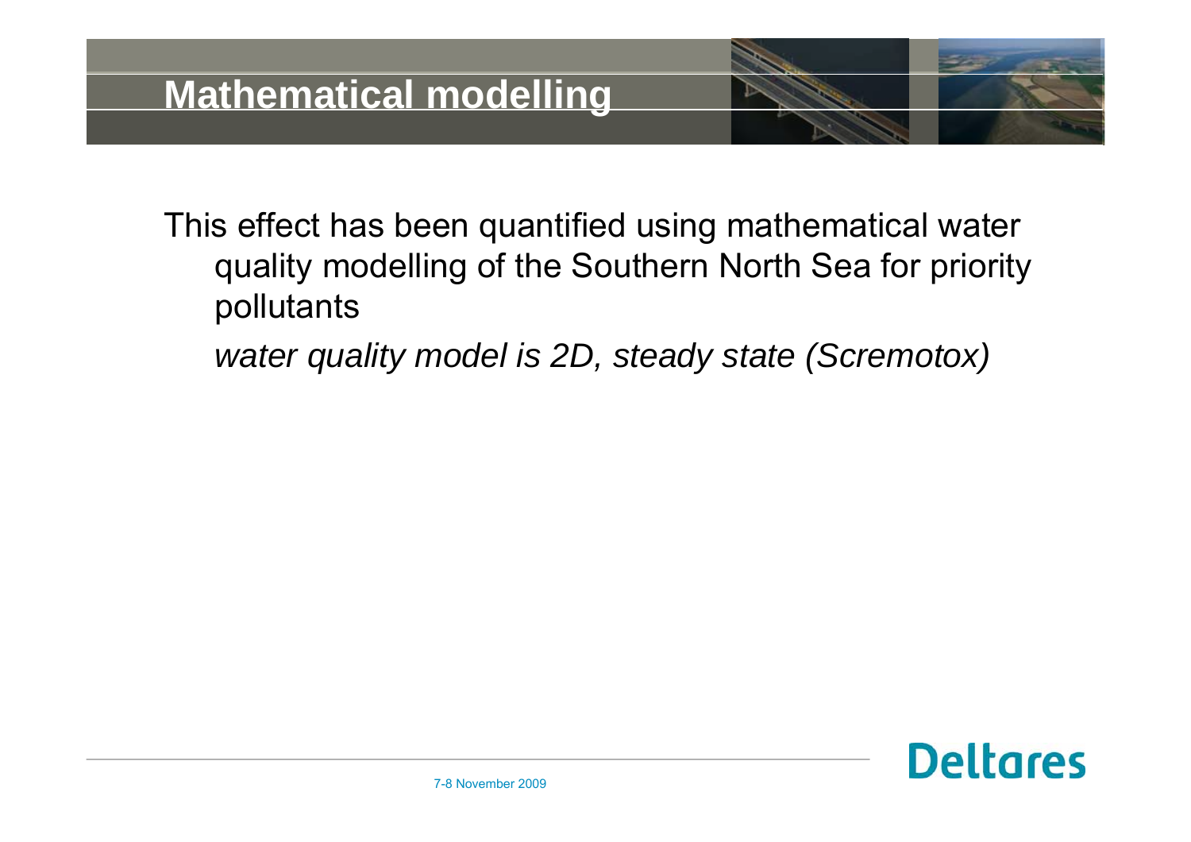# Mathematical modelling

This effect has been quantified using mathematical water quality modelling of the Southern North Sea for priority pollutants

*water quality model is 2D, steady state (Scremotox)*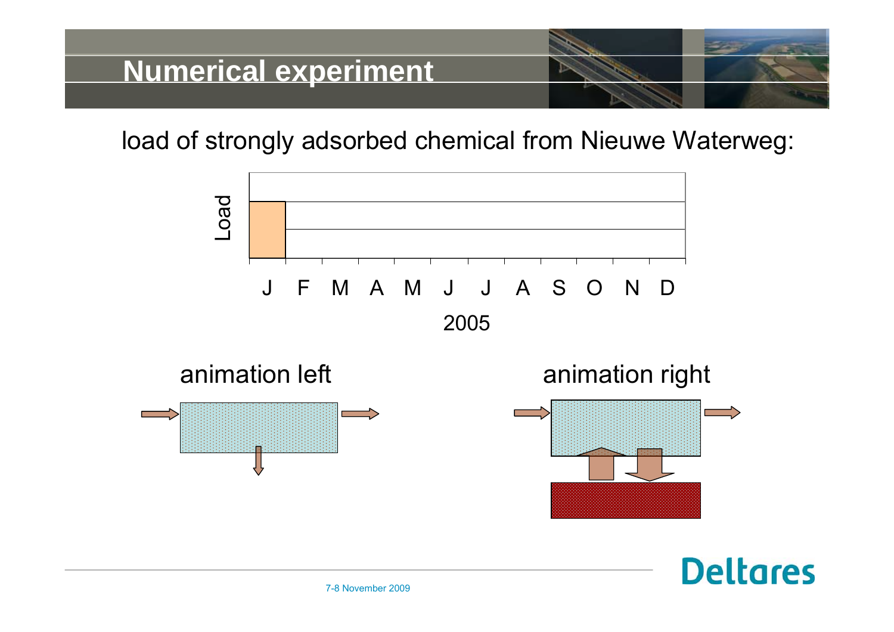# Numerical experiment

load of strongly adsorbed chemical from Nieuwe Waterweg:

Load

J F M A M J J A S O N D

2005

animation left

animation right

7-8 November 2009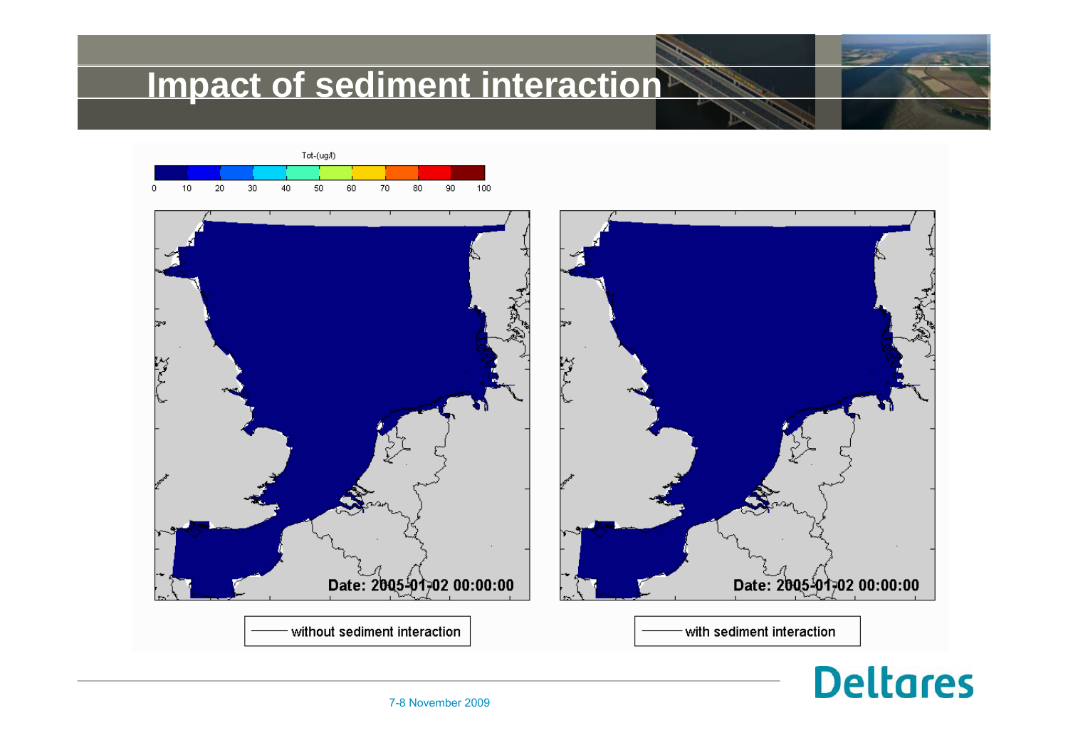# Impact of sediment interaction

Tot-(ug/l)

0 10 20 30 40 50 60 70 80 90 100

Date: 2005-01-02 00:00:00

Date: 2005-01-02 00:00:00

without sediment interaction

with sediment interaction

Deltares

7-8 November 2009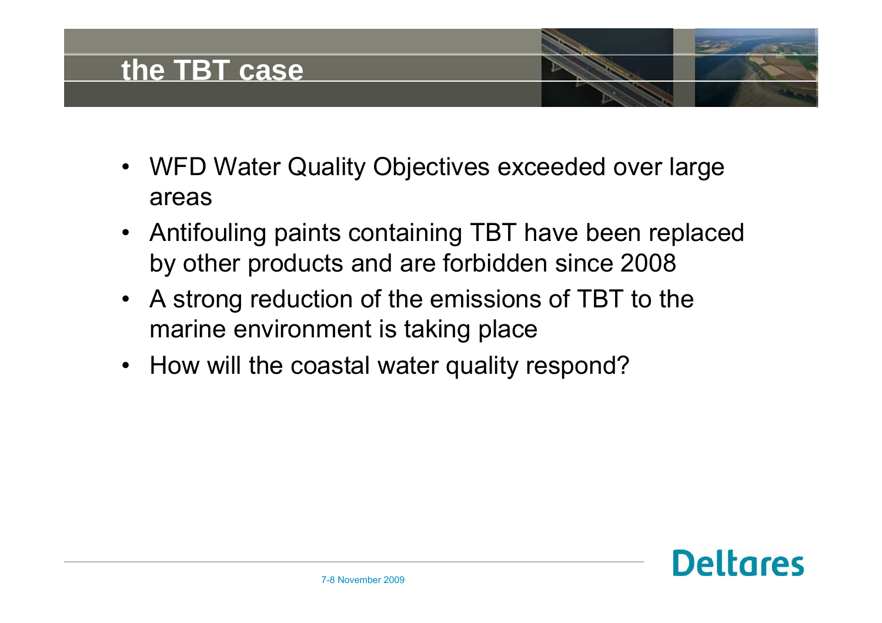# the TBT case

- WFD Water Quality Objectives exceeded over large areas
- Antifouling paints containing TBT have been replaced by other products and are forbidden since 2008
- A strong reduction of the emissions of TBT to the marine environment is taking place
- How will the coastal water quality respond?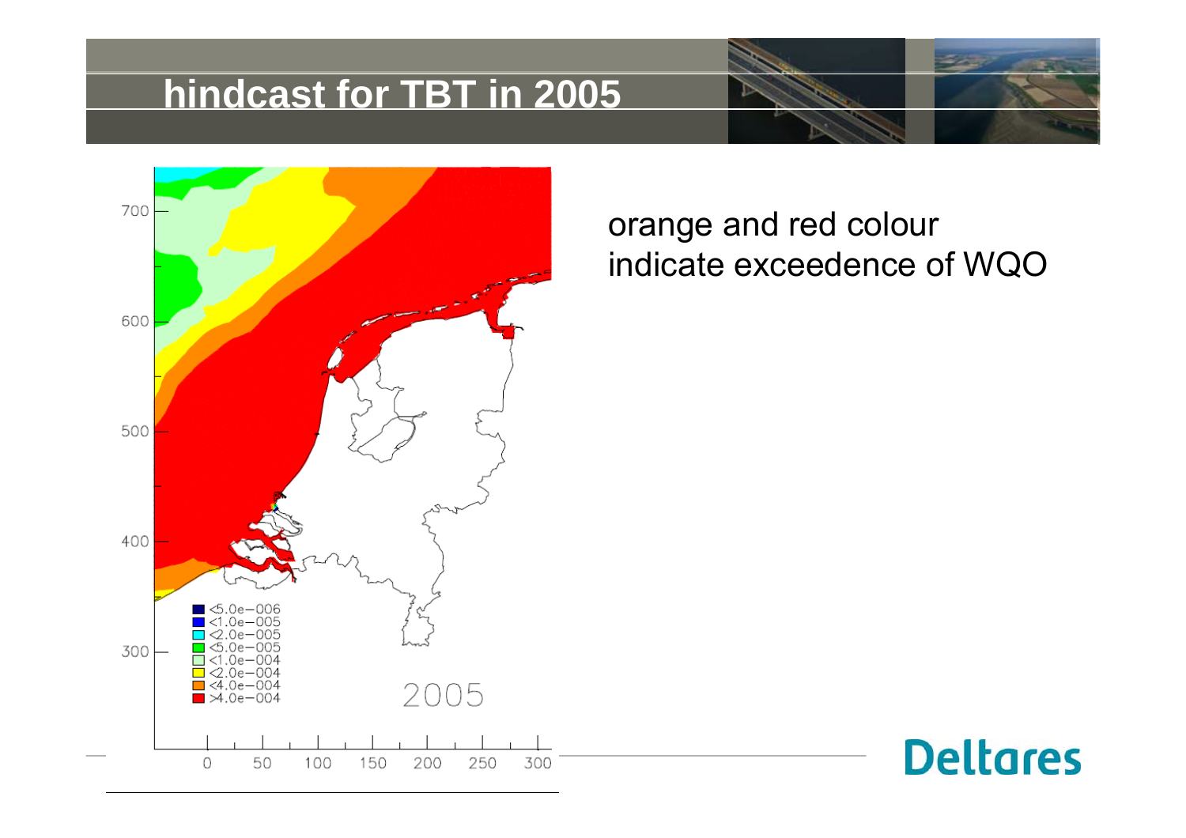# hindcast for TBT in 2005

700

600

500

400

300

0 50 100 150 200 250 300

<5.0e−006
<1.0e−005
<2.0e−005
<5.0e−005
<1.0e−004
<2.0e−004
<4.0e−004
>4.0e−004

2005

orange and red colour indicate exceedence of WQO

Deltares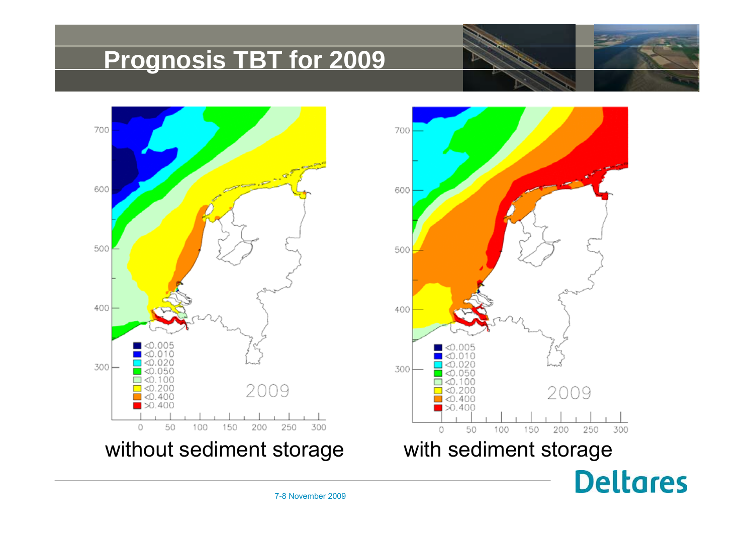# Prognosis TBT for 2009

without sediment storage

with sediment storage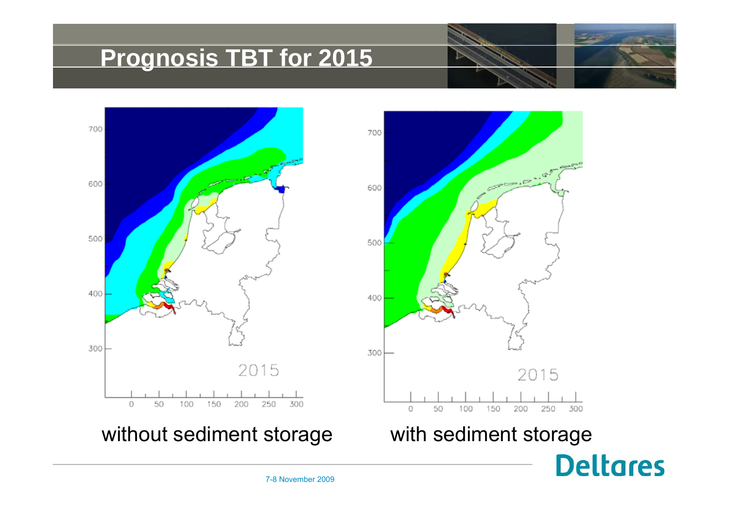# Prognosis TBT for 2015

700

600

500

400

300

0 50 100 150 200 250 300

2015

without sediment storage

700

600

500

400

300

0 50 100 150 200 250 300

2015

with sediment storage

Deltares

7-8 November 2009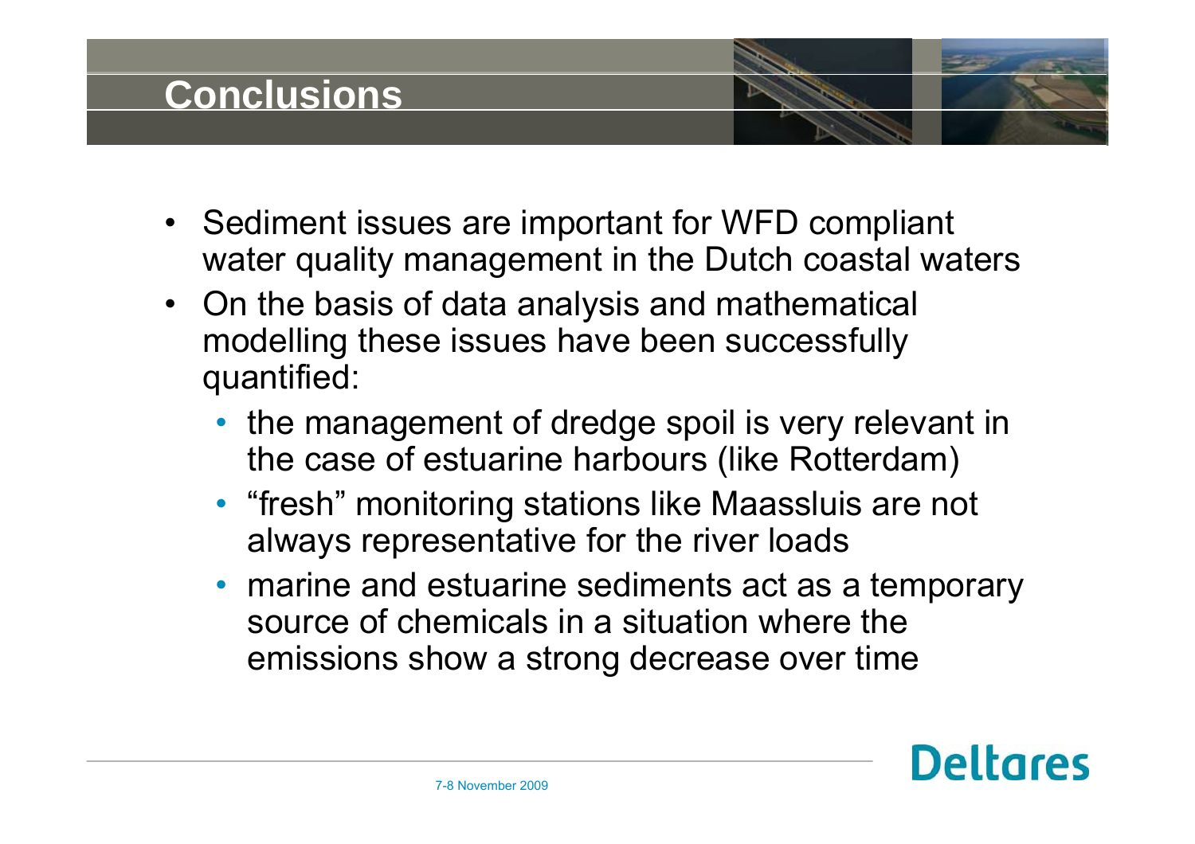# Conclusions

- Sediment issues are important for WFD compliant water quality management in the Dutch coastal waters
- On the basis of data analysis and mathematical modelling these issues have been successfully quantified:
  - the management of dredge spoil is very relevant in the case of estuarine harbours (like Rotterdam)
  - "fresh" monitoring stations like Maassluis are not always representative for the river loads
  - marine and estuarine sediments act as a temporary source of chemicals in a situation where the emissions show a strong decrease over time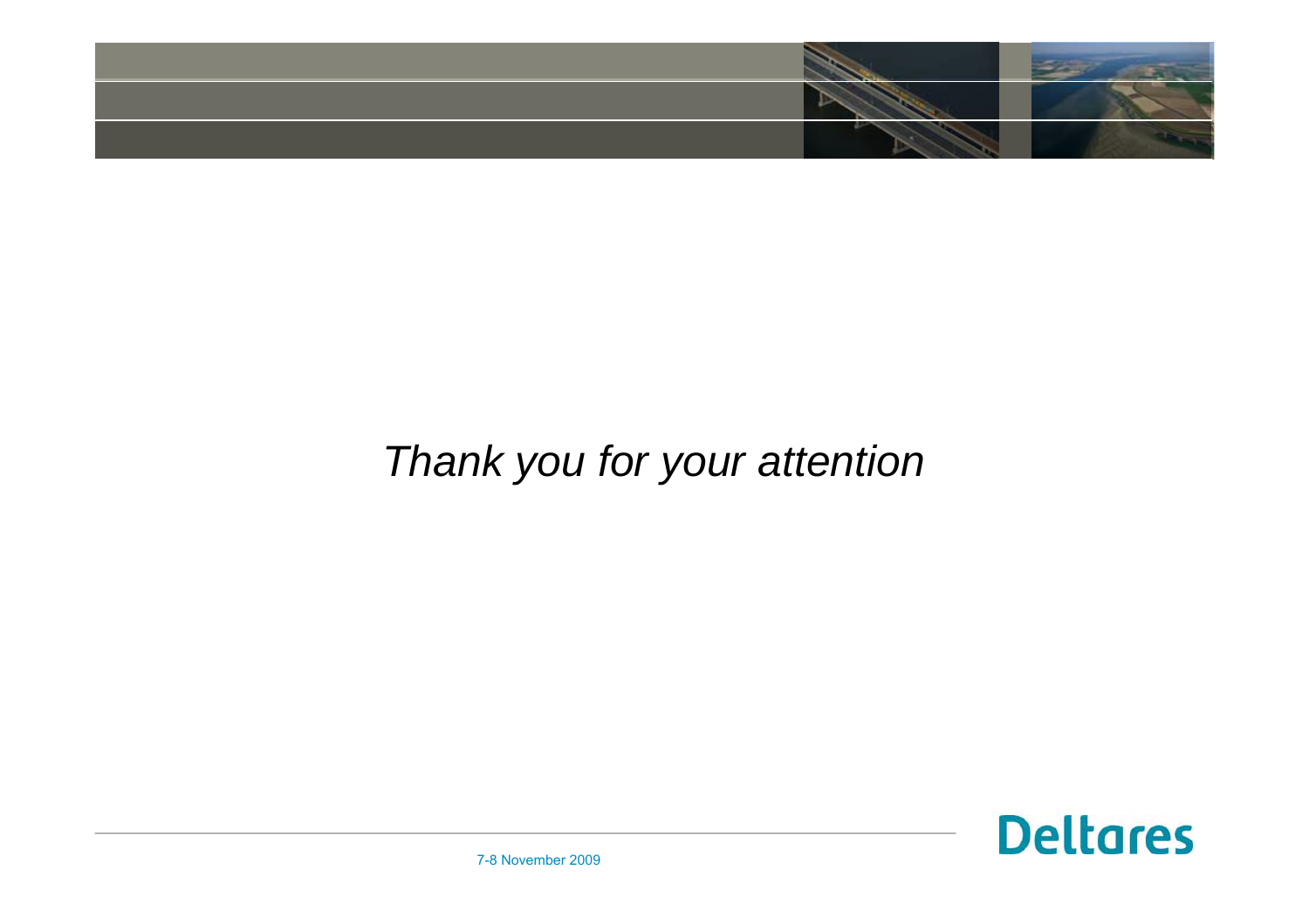*Thank you for your attention*